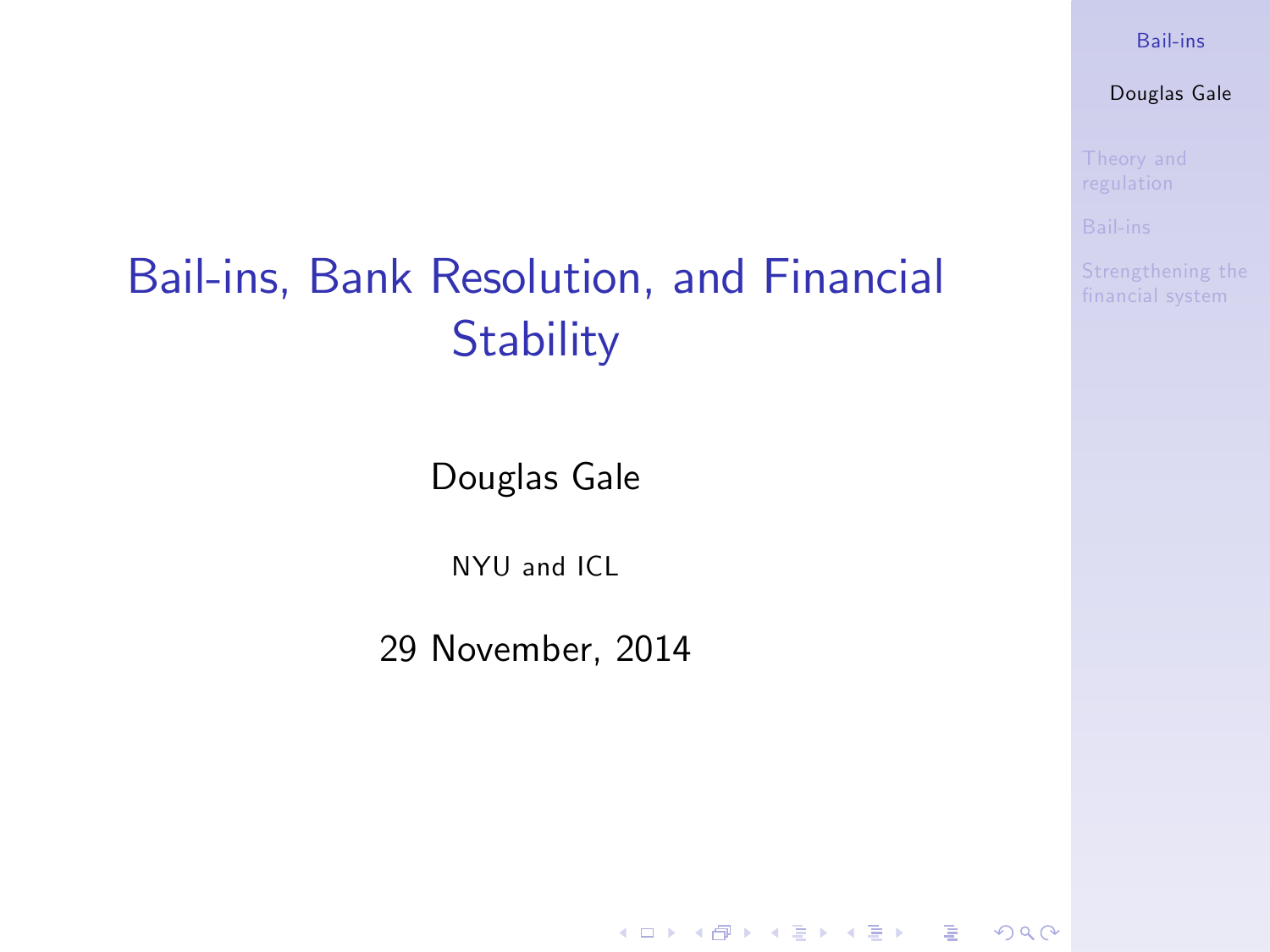# Bail-ins, Bank Resolution, and Financial Stability

Douglas Gale

NYU and ICL

29 November, 2014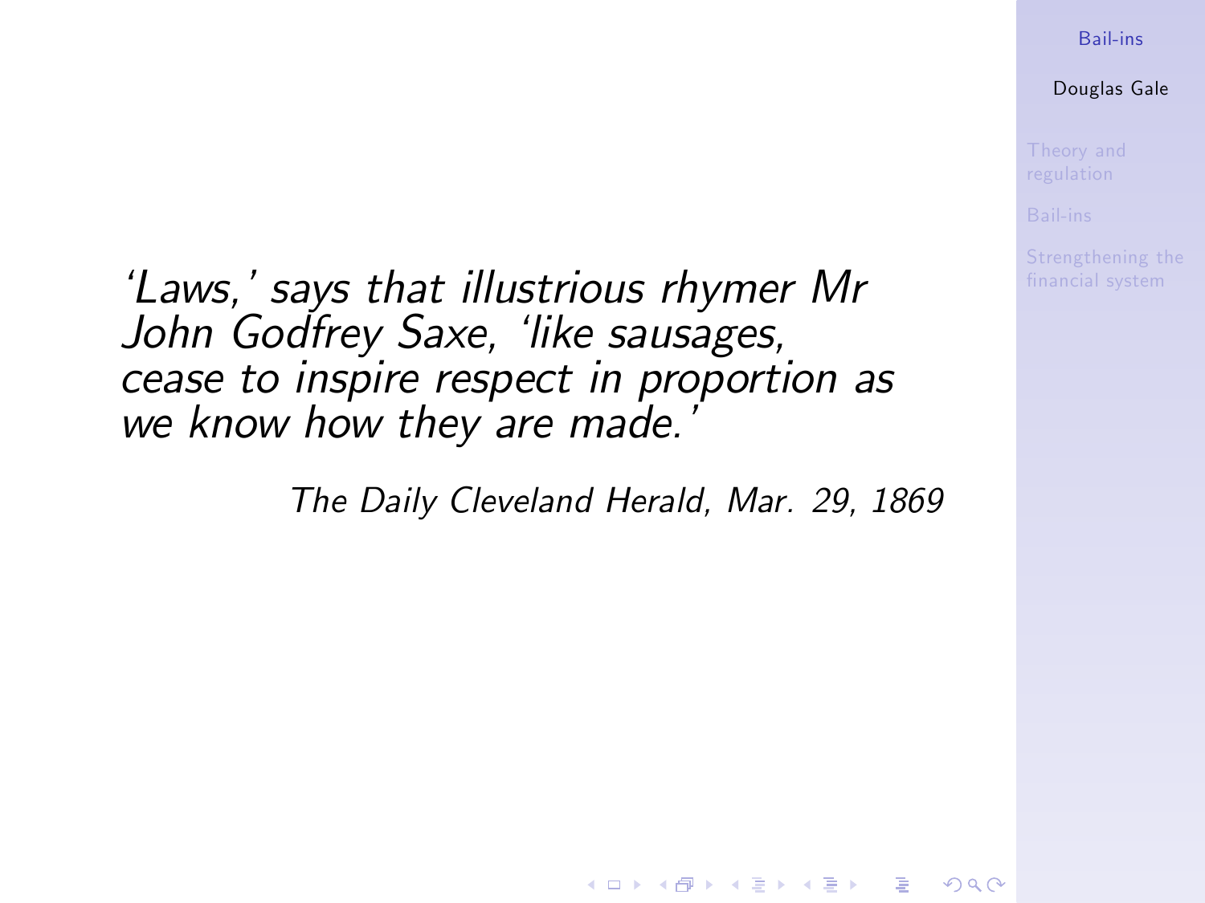*'Laws,' says that illustrious rhymer Mr John Godfrey Saxe, 'like sausages, cease to inspire respect in proportion as we know how they are made.'*

*The Daily Cleveland Herald, Mar. 29, 1869*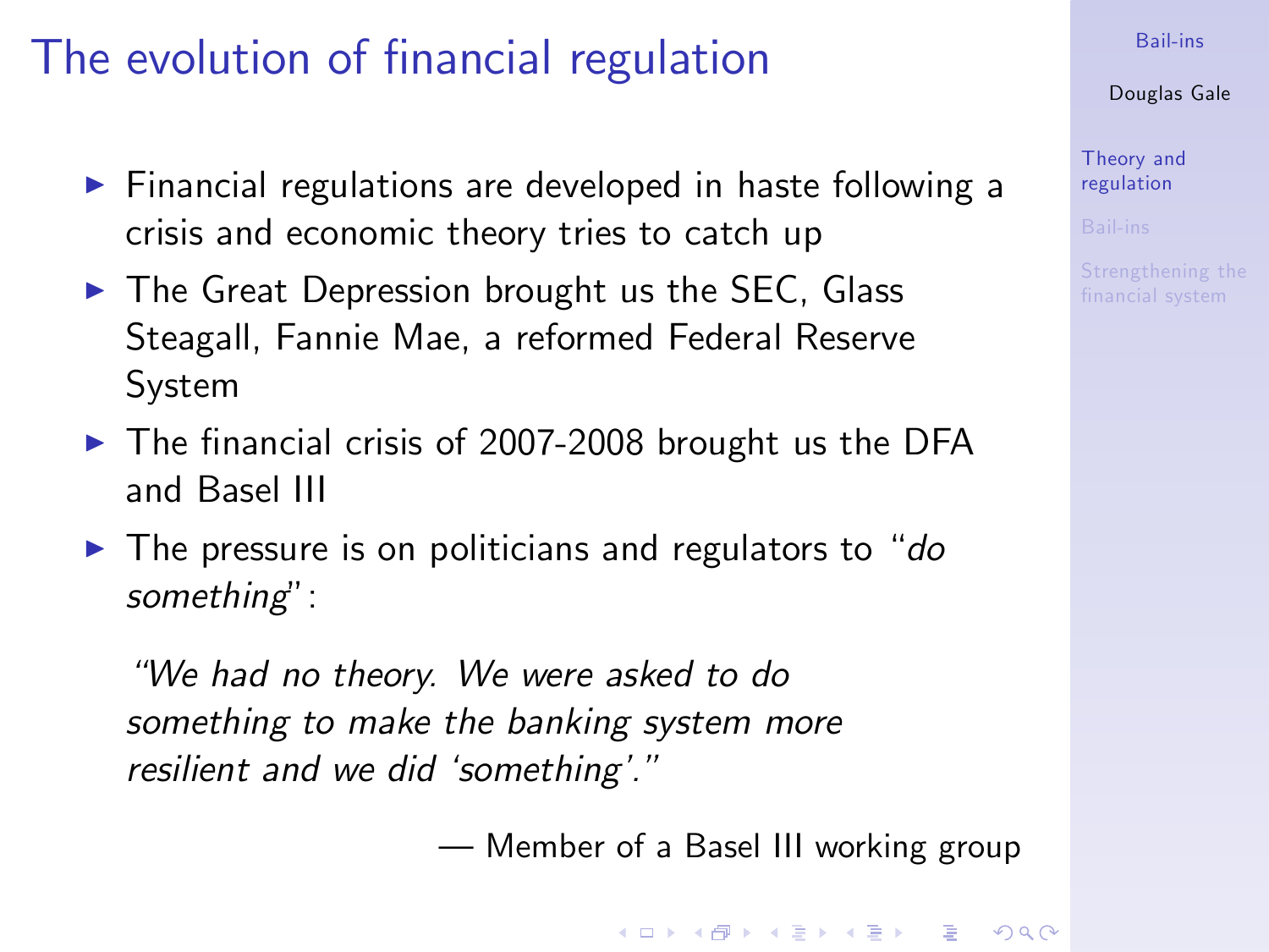# The evolution of financial regulation

- Financial regulations are developed in haste following a crisis and economic theory tries to catch up
- The Great Depression brought us the SEC, Glass Steagall, Fannie Mae, a reformed Federal Reserve System
- The financial crisis of 2007-2008 brought us the DFA and Basel III
- The pressure is on politicians and regulators to "*do something*":

> *"We had no theory. We were asked to do something to make the banking system more resilient and we did 'something'."*
>
> — Member of a Basel III working group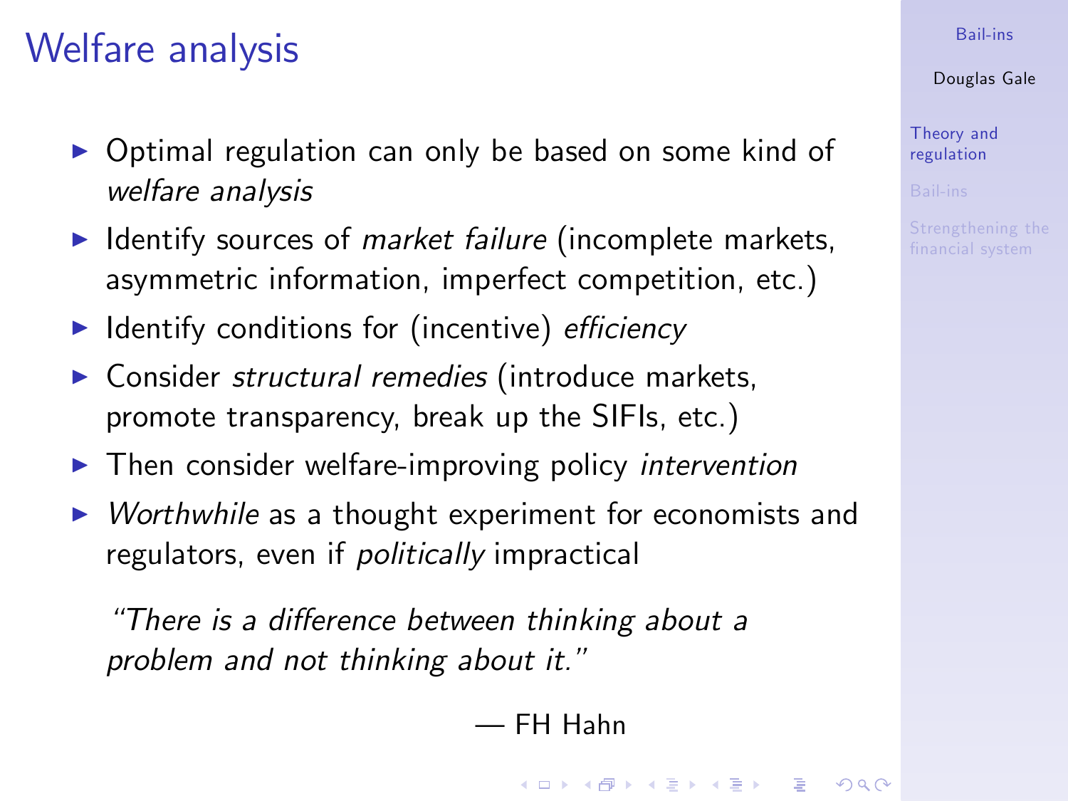# Welfare analysis

- Optimal regulation can only be based on some kind of *welfare analysis*
- Identify sources of *market failure* (incomplete markets, asymmetric information, imperfect competition, etc.)
- Identify conditions for (incentive) *efficiency*
- Consider *structural remedies* (introduce markets, promote transparency, break up the SIFIs, etc.)
- Then consider welfare-improving policy *intervention*
- *Worthwhile* as a thought experiment for economists and regulators, even if *politically* impractical

> *"There is a difference between thinking about a problem and not thinking about it."*
>
> — FH Hahn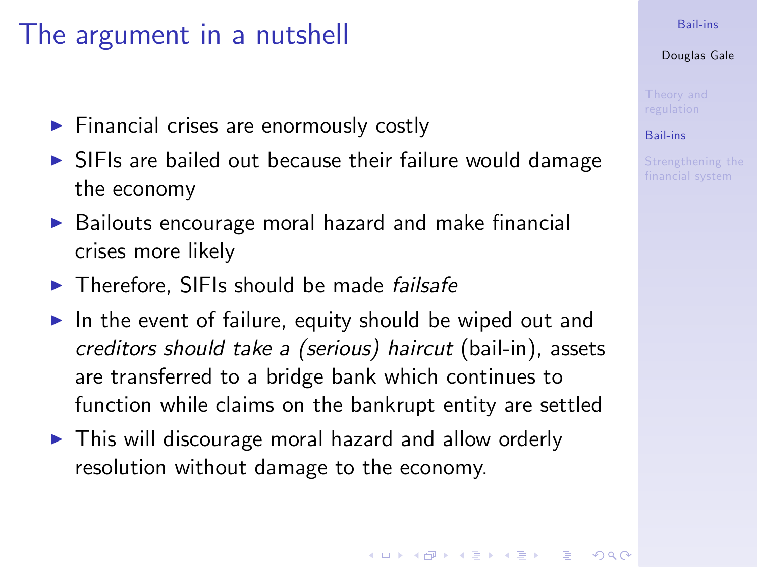# The argument in a nutshell

- Financial crises are enormously costly
- SIFIs are bailed out because their failure would damage the economy
- Bailouts encourage moral hazard and make financial crises more likely
- Therefore, SIFIs should be made *failsafe*
- In the event of failure, equity should be wiped out and *creditors should take a (serious) haircut* (bail-in), assets are transferred to a bridge bank which continues to function while claims on the bankrupt entity are settled
- This will discourage moral hazard and allow orderly resolution without damage to the economy.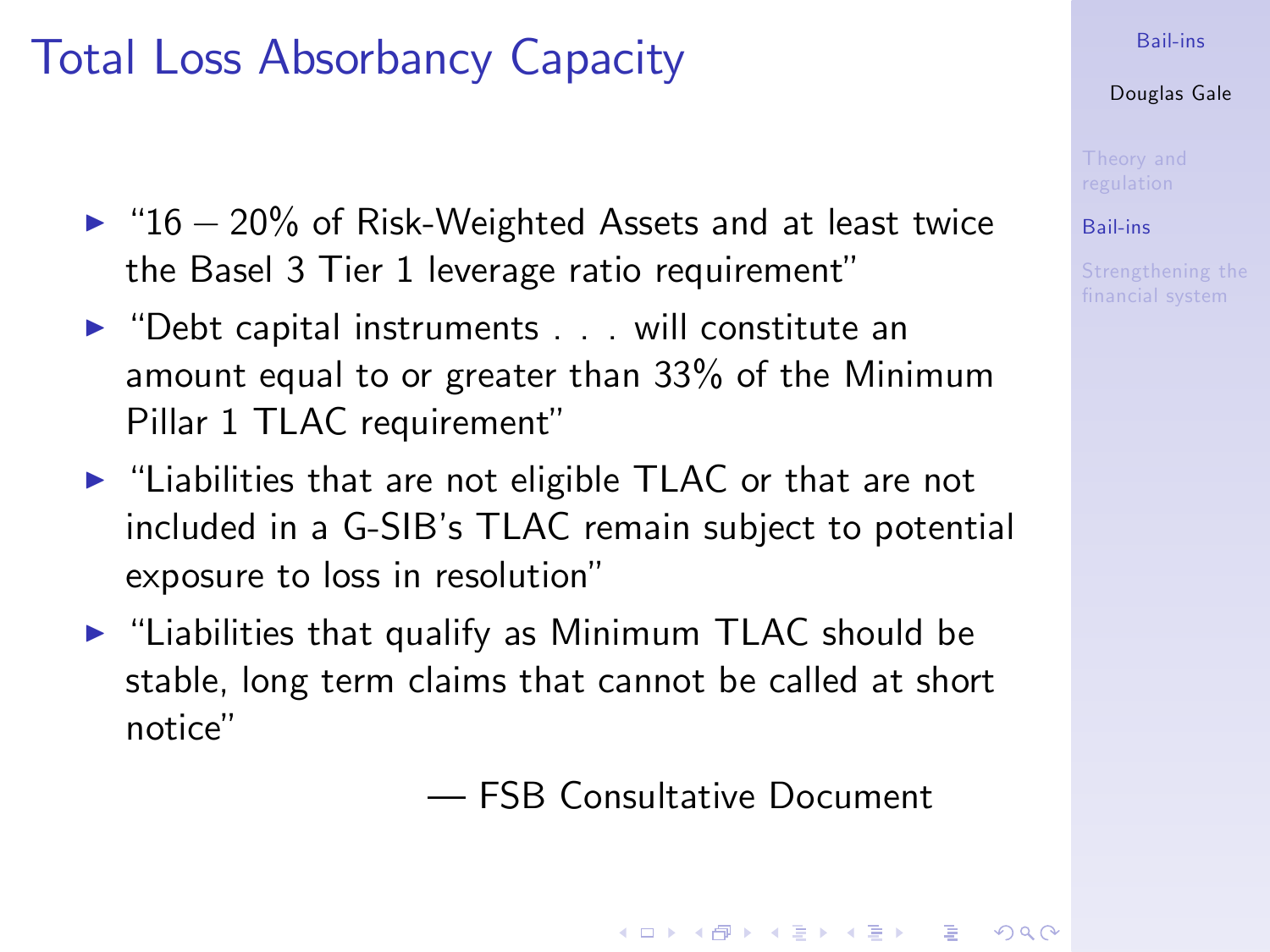# Total Loss Absorbancy Capacity

- "16 – 20% of Risk-Weighted Assets and at least twice the Basel 3 Tier 1 leverage ratio requirement"
- "Debt capital instruments . . . will constitute an amount equal to or greater than 33% of the Minimum Pillar 1 TLAC requirement"
- "Liabilities that are not eligible TLAC or that are not included in a G-SIB's TLAC remain subject to potential exposure to loss in resolution"
- "Liabilities that qualify as Minimum TLAC should be stable, long term claims that cannot be called at short notice"

— FSB Consultative Document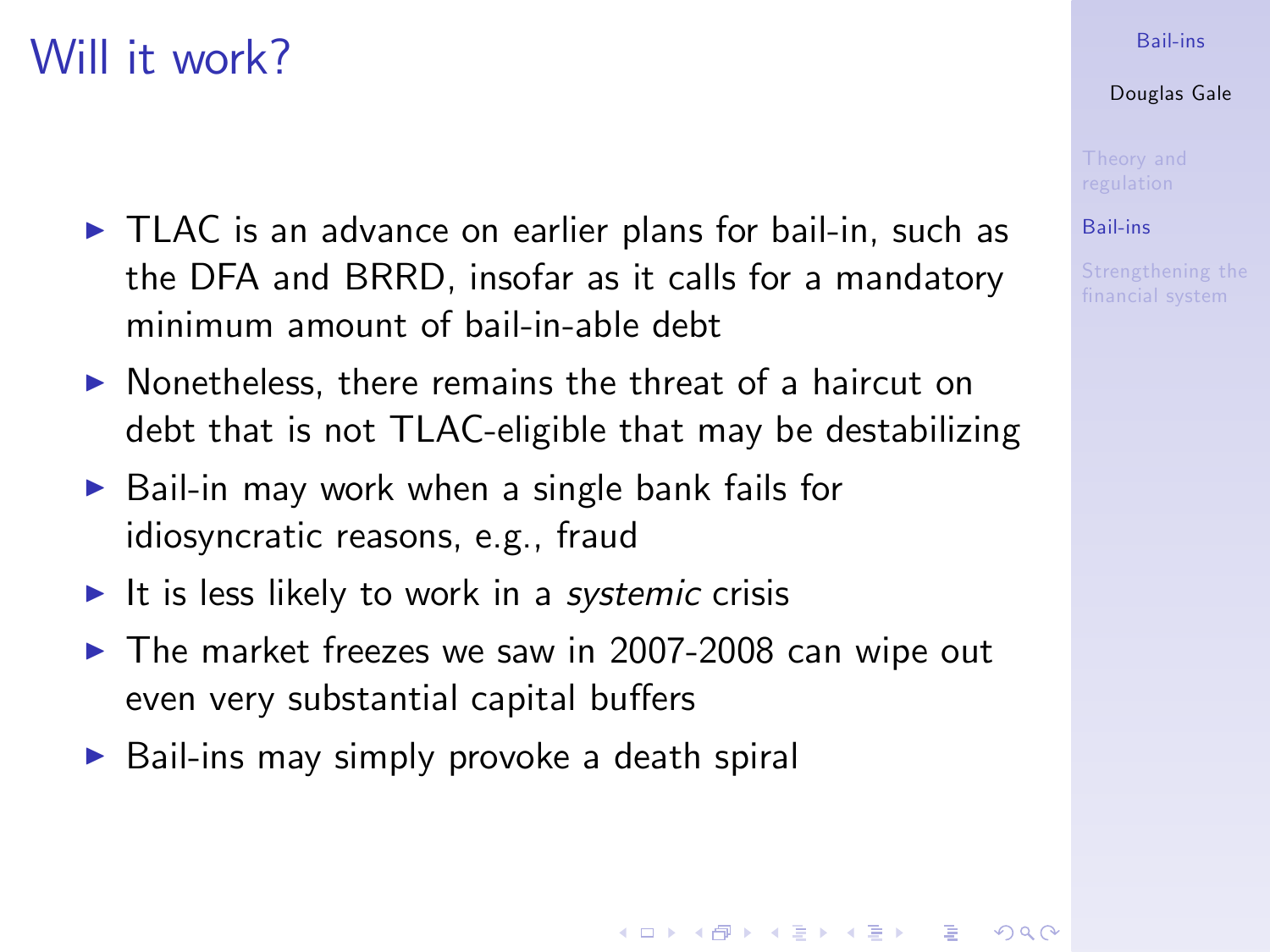# Will it work?

- TLAC is an advance on earlier plans for bail-in, such as the DFA and BRRD, insofar as it calls for a mandatory minimum amount of bail-in-able debt
- Nonetheless, there remains the threat of a haircut on debt that is not TLAC-eligible that may be destabilizing
- Bail-in may work when a single bank fails for idiosyncratic reasons, e.g., fraud
- It is less likely to work in a *systemic* crisis
- The market freezes we saw in 2007-2008 can wipe out even very substantial capital buffers
- Bail-ins may simply provoke a death spiral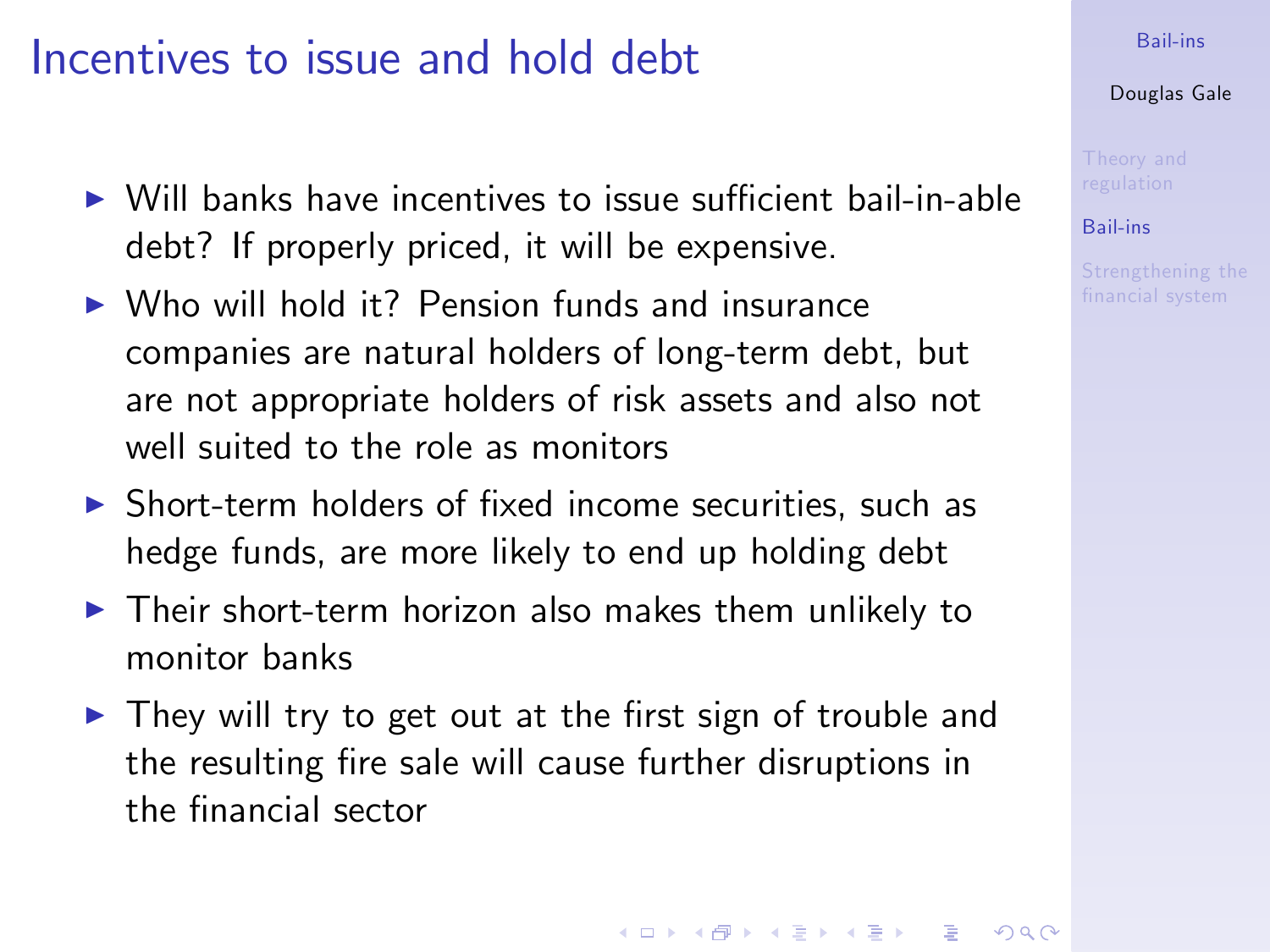# Incentives to issue and hold debt

- Will banks have incentives to issue sufficient bail-in-able debt? If properly priced, it will be expensive.
- Who will hold it? Pension funds and insurance companies are natural holders of long-term debt, but are not appropriate holders of risk assets and also not well suited to the role as monitors
- Short-term holders of fixed income securities, such as hedge funds, are more likely to end up holding debt
- Their short-term horizon also makes them unlikely to monitor banks
- They will try to get out at the first sign of trouble and the resulting fire sale will cause further disruptions in the financial sector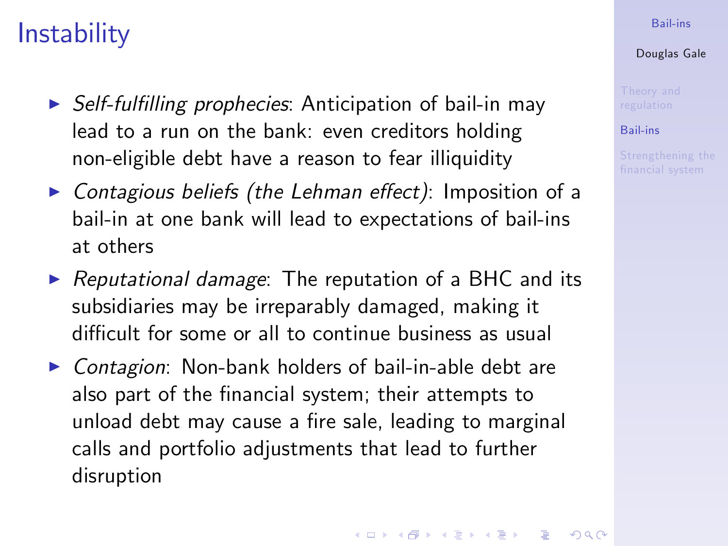# Instability

- *Self-fulfilling prophecies*: Anticipation of bail-in may lead to a run on the bank: even creditors holding non-eligible debt have a reason to fear illiquidity
- *Contagious beliefs (the Lehman effect)*: Imposition of a bail-in at one bank will lead to expectations of bail-ins at others
- *Reputational damage*: The reputation of a BHC and its subsidiaries may be irreparably damaged, making it difficult for some or all to continue business as usual
- *Contagion*: Non-bank holders of bail-in-able debt are also part of the financial system; their attempts to unload debt may cause a fire sale, leading to marginal calls and portfolio adjustments that lead to further disruption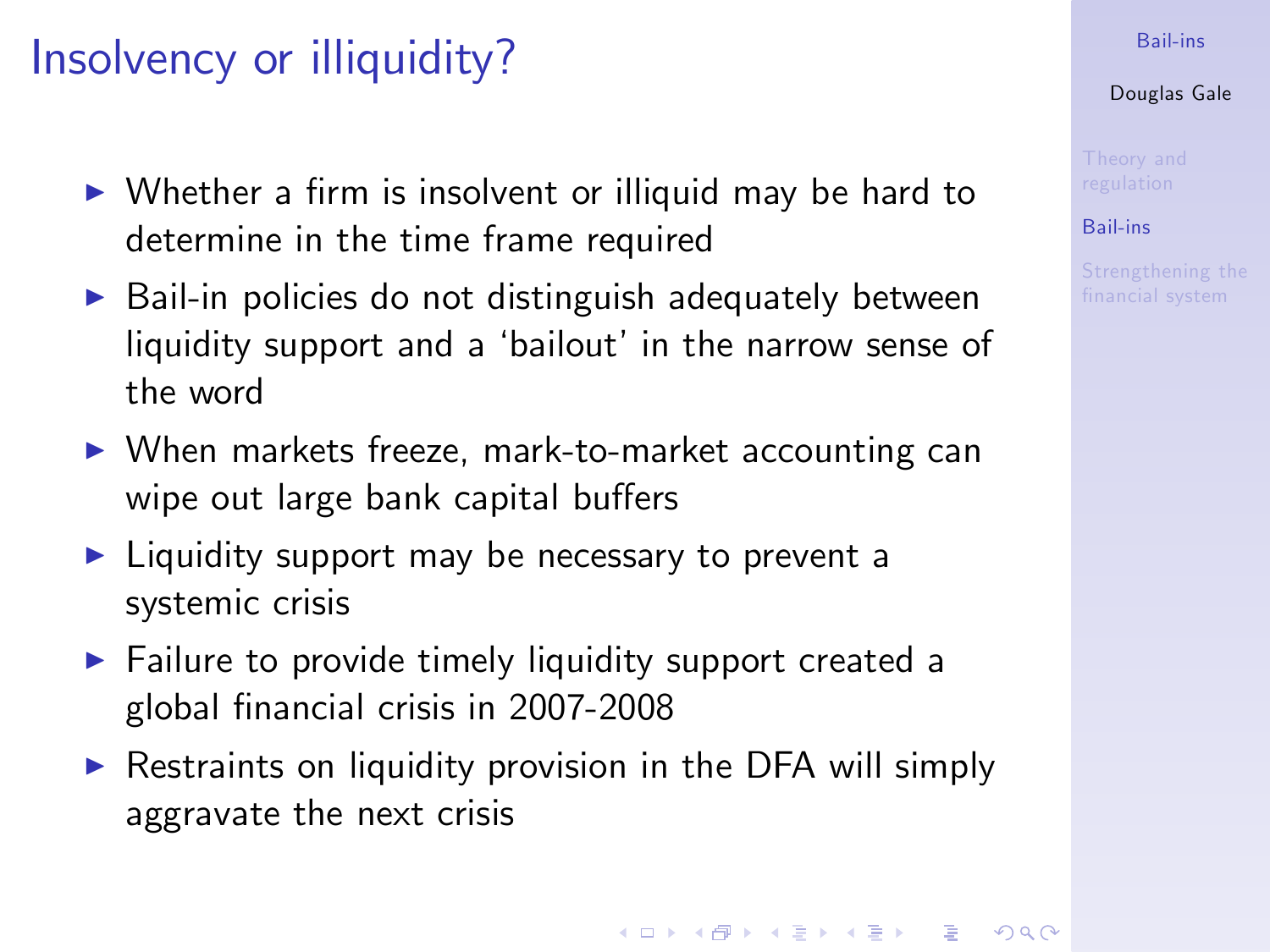# Insolvency or illiquidity?

- Whether a firm is insolvent or illiquid may be hard to determine in the time frame required
- Bail-in policies do not distinguish adequately between liquidity support and a 'bailout' in the narrow sense of the word
- When markets freeze, mark-to-market accounting can wipe out large bank capital buffers
- Liquidity support may be necessary to prevent a systemic crisis
- Failure to provide timely liquidity support created a global financial crisis in 2007-2008
- Restraints on liquidity provision in the DFA will simply aggravate the next crisis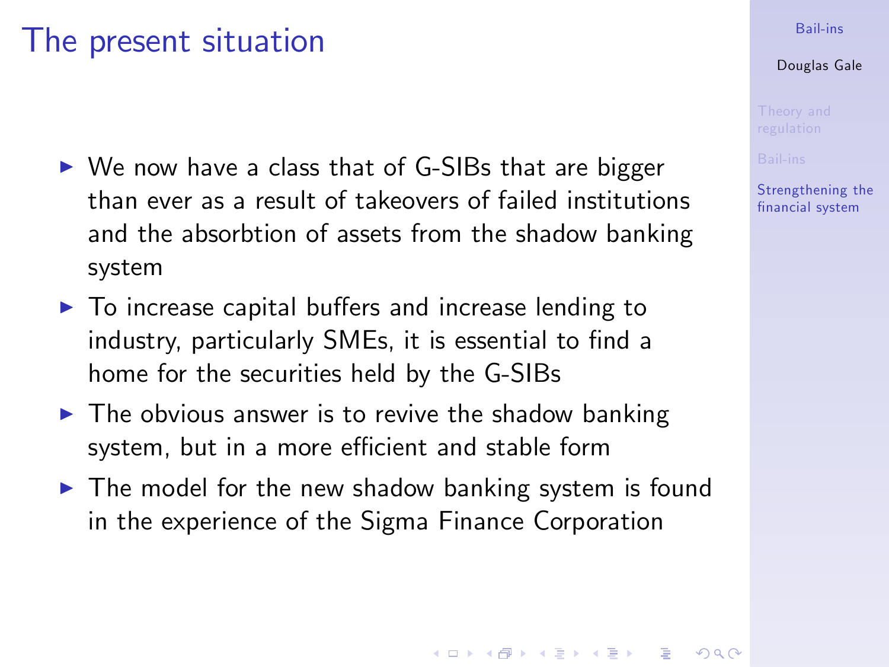# The present situation

- We now have a class that of G-SIBs that are bigger than ever as a result of takeovers of failed institutions and the absorbtion of assets from the shadow banking system
- To increase capital buffers and increase lending to industry, particularly SMEs, it is essential to find a home for the securities held by the G-SIBs
- The obvious answer is to revive the shadow banking system, but in a more efficient and stable form
- The model for the new shadow banking system is found in the experience of the Sigma Finance Corporation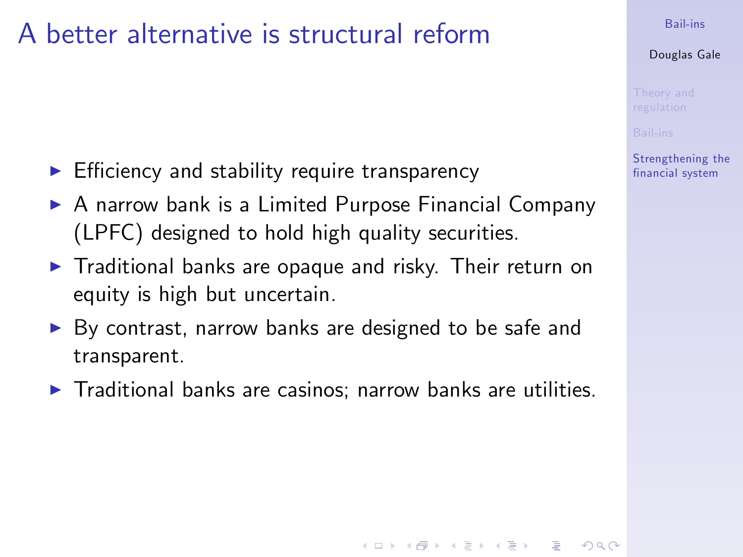# A better alternative is structural reform

- Efficiency and stability require transparency
- A narrow bank is a Limited Purpose Financial Company (LPFC) designed to hold high quality securities.
- Traditional banks are opaque and risky. Their return on equity is high but uncertain.
- By contrast, narrow banks are designed to be safe and transparent.
- Traditional banks are casinos; narrow banks are utilities.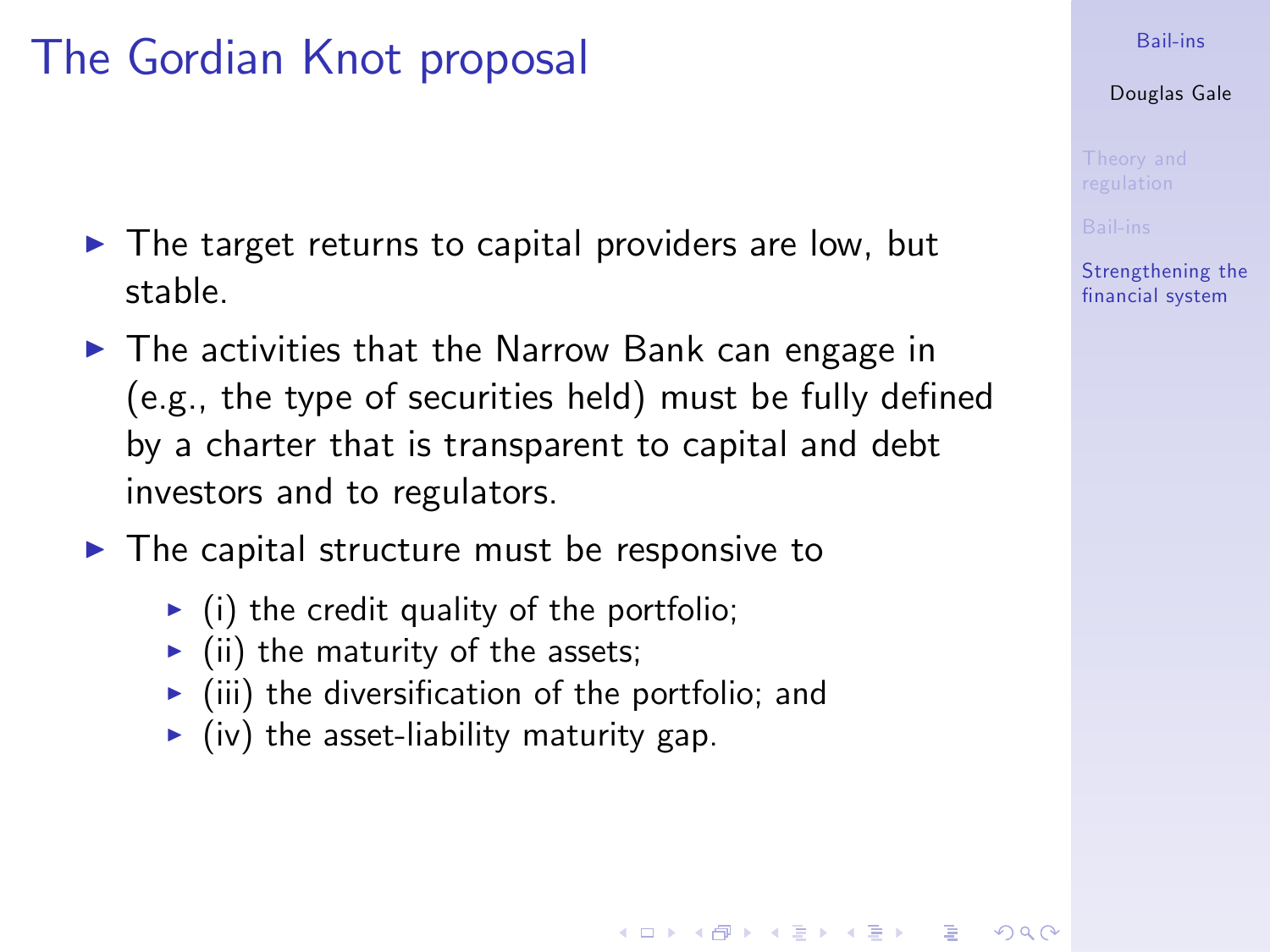# The Gordian Knot proposal

- The target returns to capital providers are low, but stable.
- The activities that the Narrow Bank can engage in (e.g., the type of securities held) must be fully defined by a charter that is transparent to capital and debt investors and to regulators.
- The capital structure must be responsive to
  - (i) the credit quality of the portfolio;
  - (ii) the maturity of the assets;
  - (iii) the diversification of the portfolio; and
  - (iv) the asset-liability maturity gap.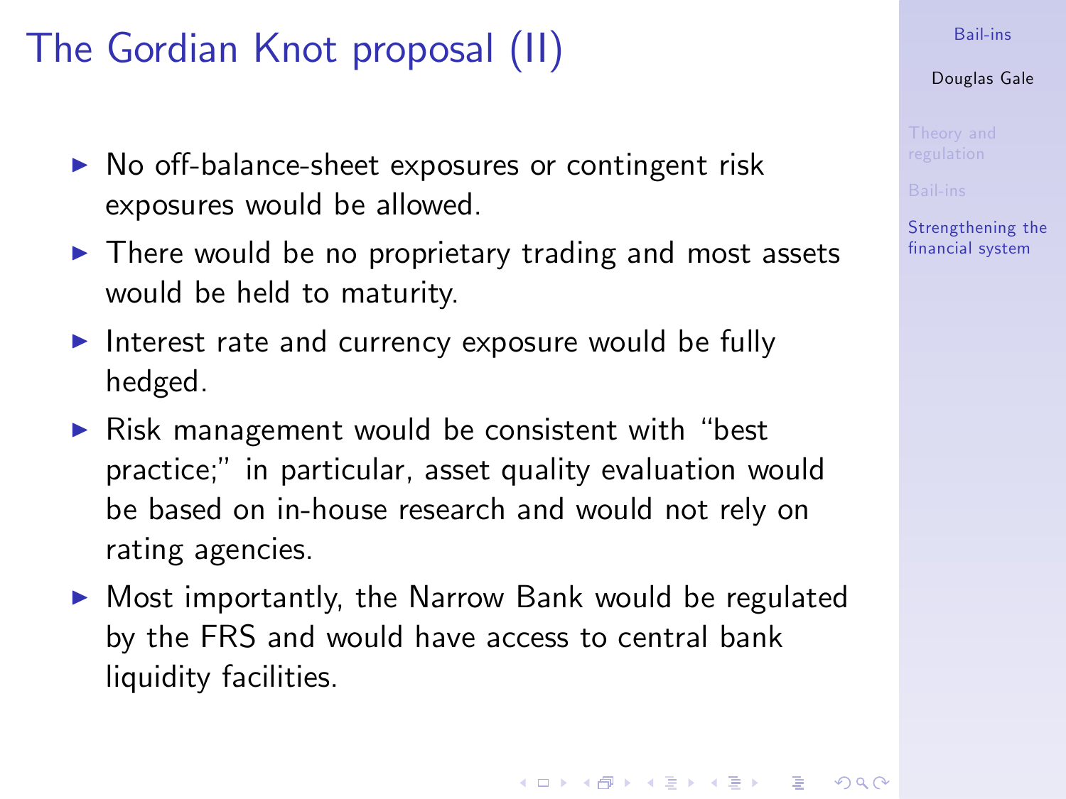# The Gordian Knot proposal (II)

- No off-balance-sheet exposures or contingent risk exposures would be allowed.
- There would be no proprietary trading and most assets would be held to maturity.
- Interest rate and currency exposure would be fully hedged.
- Risk management would be consistent with "best practice;" in particular, asset quality evaluation would be based on in-house research and would not rely on rating agencies.
- Most importantly, the Narrow Bank would be regulated by the FRS and would have access to central bank liquidity facilities.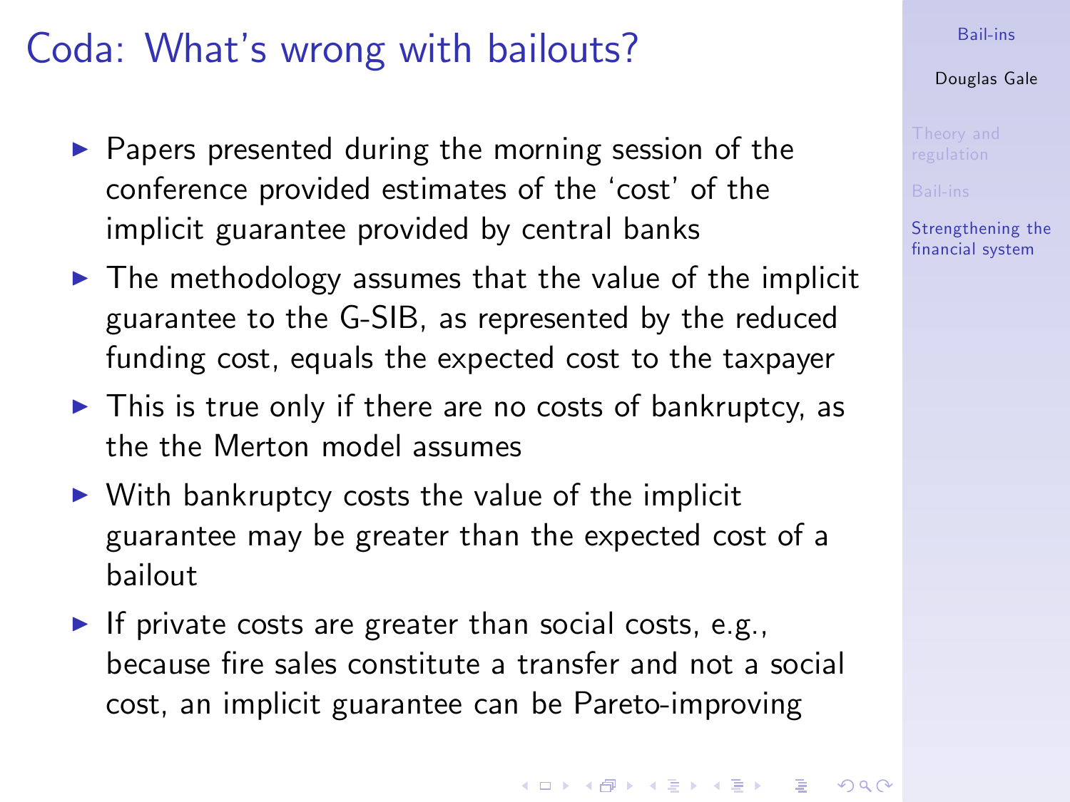# Coda: What's wrong with bailouts?

- Papers presented during the morning session of the conference provided estimates of the 'cost' of the implicit guarantee provided by central banks
- The methodology assumes that the value of the implicit guarantee to the G-SIB, as represented by the reduced funding cost, equals the expected cost to the taxpayer
- This is true only if there are no costs of bankruptcy, as the the Merton model assumes
- With bankruptcy costs the value of the implicit guarantee may be greater than the expected cost of a bailout
- If private costs are greater than social costs, e.g., because fire sales constitute a transfer and not a social cost, an implicit guarantee can be Pareto-improving